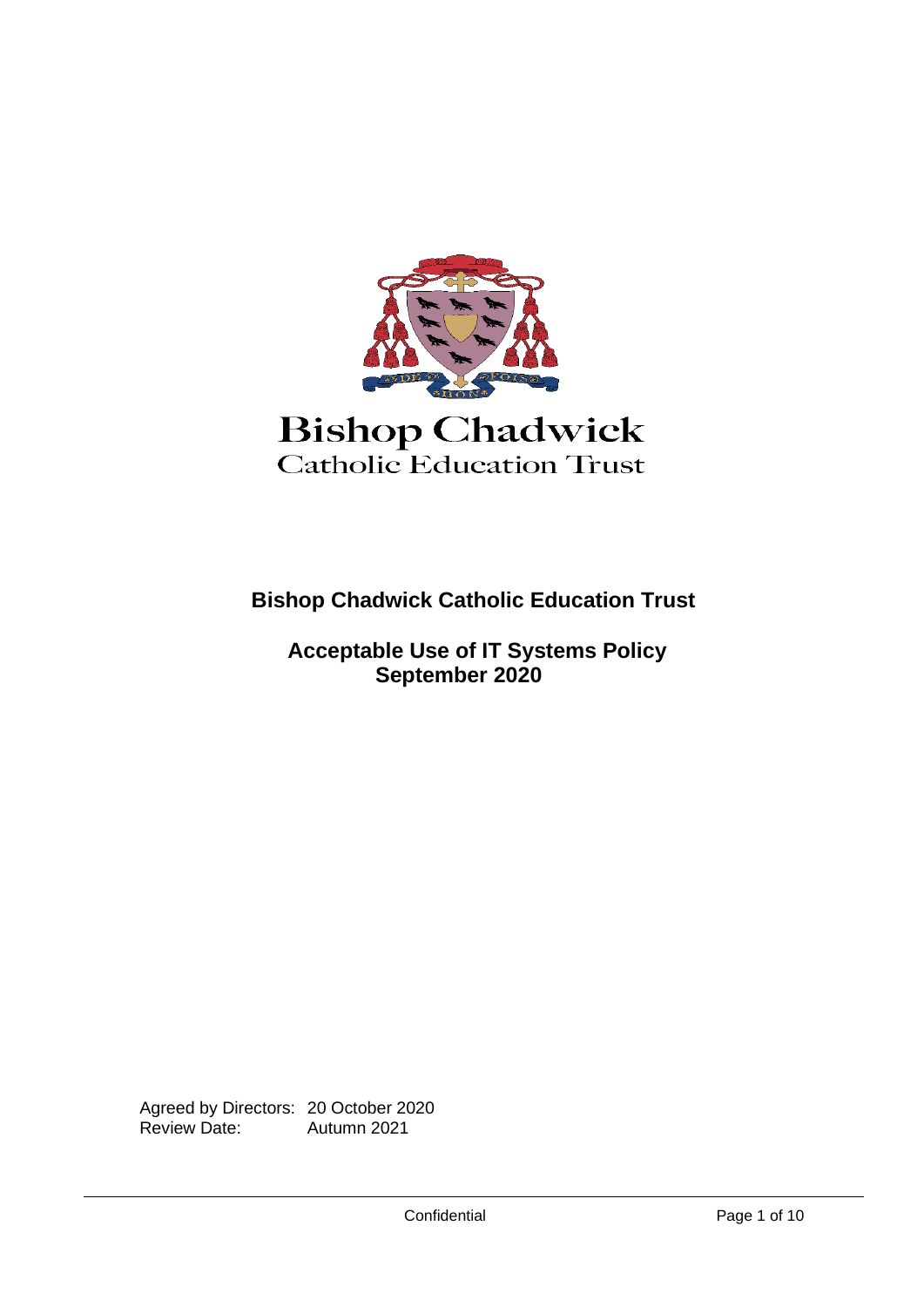Bishop Chadwick
Catholic Education Trust

# Bishop Chadwick Catholic Education Trust

## Acceptable Use of IT Systems Policy
## September 2020

Agreed by Directors: 20 October 2020
Review Date: Autumn 2021

Confidential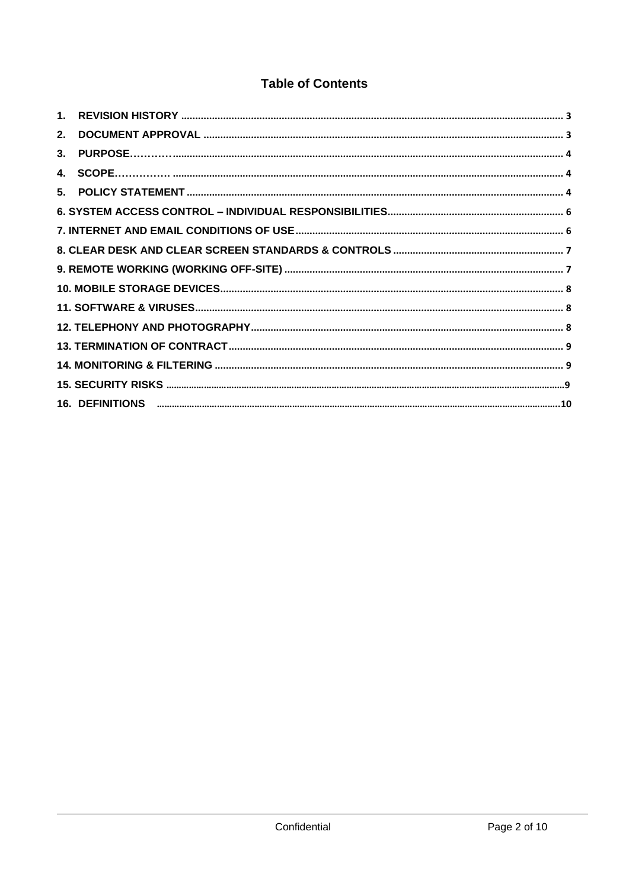# Table of Contents

1. REVISION HISTORY ........................................................................ 3
2. DOCUMENT APPROVAL ........................................................................ 3
3. PURPOSE………… ........................................................................ 4
4. SCOPE……………. ........................................................................ 4
5. POLICY STATEMENT ........................................................................ 4

6. SYSTEM ACCESS CONTROL – INDIVIDUAL RESPONSIBILITIES ........................................ 6

7. INTERNET AND EMAIL CONDITIONS OF USE ........................................................ 6

8. CLEAR DESK AND CLEAR SCREEN STANDARDS & CONTROLS ........................................ 7

9. REMOTE WORKING (WORKING OFF-SITE) ........................................................ 7

10. MOBILE STORAGE DEVICES ........................................................................ 8

11. SOFTWARE & VIRUSES ........................................................................ 8

12. TELEPHONY AND PHOTOGRAPHY ........................................................................ 8

13. TERMINATION OF CONTRACT ........................................................................ 9

14. MONITORING & FILTERING ........................................................................ 9

15. SECURITY RISKS ........................................................................ 9

16. DEFINITIONS ........................................................................ 10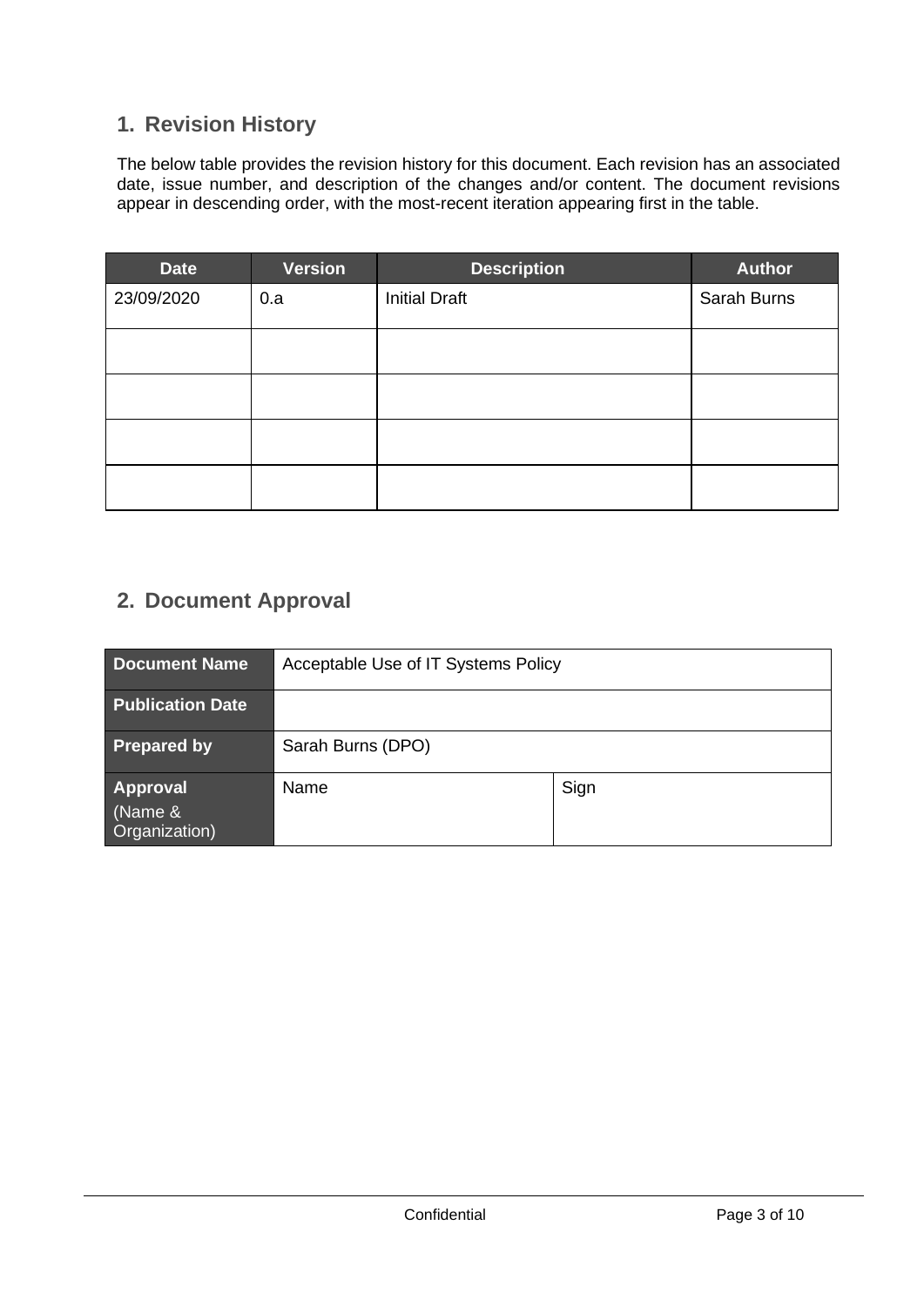## 1. Revision History

The below table provides the revision history for this document. Each revision has an associated date, issue number, and description of the changes and/or content. The document revisions appear in descending order, with the most-recent iteration appearing first in the table.

| Date | Version | Description | Author |
|---|---|---|---|
| 23/09/2020 | 0.a | Initial Draft | Sarah Burns |
| | | | |
| | | | |
| | | | |
| | | | |

## 2. Document Approval

| **Document Name** | Acceptable Use of IT Systems Policy | |
|---|---|---|
| **Publication Date** | | |
| **Prepared by** | Sarah Burns (DPO) | |
| **Approval** (Name & Organization) | Name | Sign |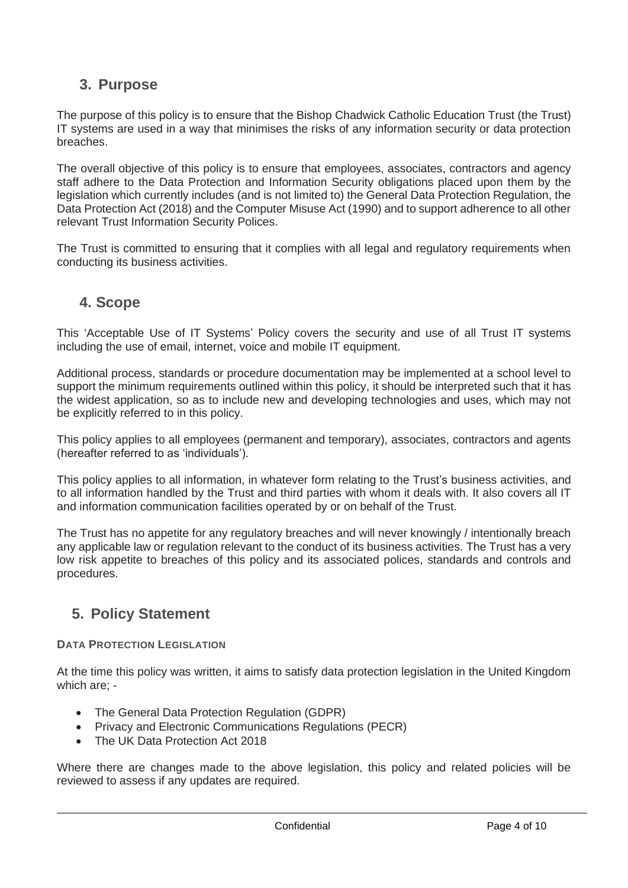## 3. Purpose

The purpose of this policy is to ensure that the Bishop Chadwick Catholic Education Trust (the Trust) IT systems are used in a way that minimises the risks of any information security or data protection breaches.

The overall objective of this policy is to ensure that employees, associates, contractors and agency staff adhere to the Data Protection and Information Security obligations placed upon them by the legislation which currently includes (and is not limited to) the General Data Protection Regulation, the Data Protection Act (2018) and the Computer Misuse Act (1990) and to support adherence to all other relevant Trust Information Security Polices.

The Trust is committed to ensuring that it complies with all legal and regulatory requirements when conducting its business activities.

## 4. Scope

This 'Acceptable Use of IT Systems' Policy covers the security and use of all Trust IT systems including the use of email, internet, voice and mobile IT equipment.

Additional process, standards or procedure documentation may be implemented at a school level to support the minimum requirements outlined within this policy, it should be interpreted such that it has the widest application, so as to include new and developing technologies and uses, which may not be explicitly referred to in this policy.

This policy applies to all employees (permanent and temporary), associates, contractors and agents (hereafter referred to as 'individuals').

This policy applies to all information, in whatever form relating to the Trust's business activities, and to all information handled by the Trust and third parties with whom it deals with. It also covers all IT and information communication facilities operated by or on behalf of the Trust.

The Trust has no appetite for any regulatory breaches and will never knowingly / intentionally breach any applicable law or regulation relevant to the conduct of its business activities. The Trust has a very low risk appetite to breaches of this policy and its associated polices, standards and controls and procedures.

## 5. Policy Statement

**DATA PROTECTION LEGISLATION**

At the time this policy was written, it aims to satisfy data protection legislation in the United Kingdom which are; -

- The General Data Protection Regulation (GDPR)
- Privacy and Electronic Communications Regulations (PECR)
- The UK Data Protection Act 2018

Where there are changes made to the above legislation, this policy and related policies will be reviewed to assess if any updates are required.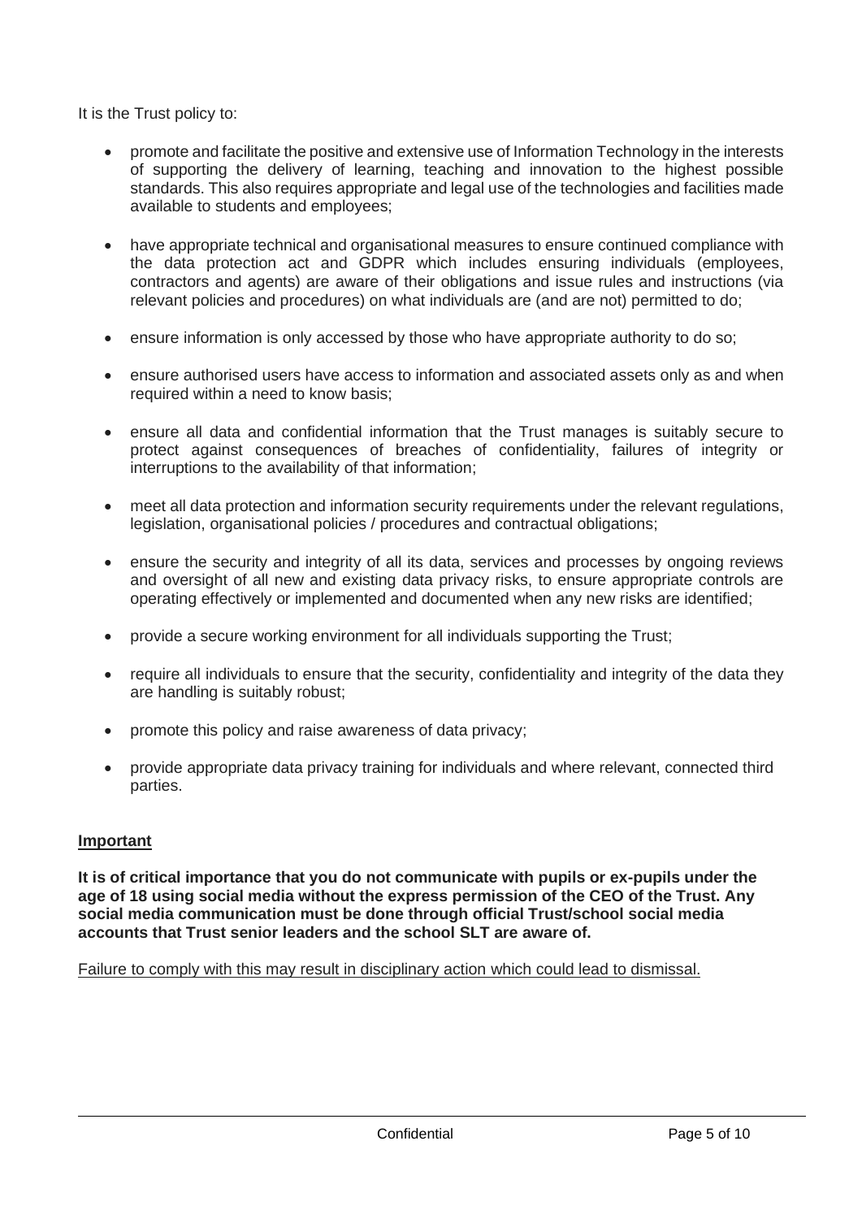It is the Trust policy to:

- promote and facilitate the positive and extensive use of Information Technology in the interests of supporting the delivery of learning, teaching and innovation to the highest possible standards. This also requires appropriate and legal use of the technologies and facilities made available to students and employees;
- have appropriate technical and organisational measures to ensure continued compliance with the data protection act and GDPR which includes ensuring individuals (employees, contractors and agents) are aware of their obligations and issue rules and instructions (via relevant policies and procedures) on what individuals are (and are not) permitted to do;
- ensure information is only accessed by those who have appropriate authority to do so;
- ensure authorised users have access to information and associated assets only as and when required within a need to know basis;
- ensure all data and confidential information that the Trust manages is suitably secure to protect against consequences of breaches of confidentiality, failures of integrity or interruptions to the availability of that information;
- meet all data protection and information security requirements under the relevant regulations, legislation, organisational policies / procedures and contractual obligations;
- ensure the security and integrity of all its data, services and processes by ongoing reviews and oversight of all new and existing data privacy risks, to ensure appropriate controls are operating effectively or implemented and documented when any new risks are identified;
- provide a secure working environment for all individuals supporting the Trust;
- require all individuals to ensure that the security, confidentiality and integrity of the data they are handling is suitably robust;
- promote this policy and raise awareness of data privacy;
- provide appropriate data privacy training for individuals and where relevant, connected third parties.

**Important**

**It is of critical importance that you do not communicate with pupils or ex-pupils under the age of 18 using social media without the express permission of the CEO of the Trust. Any social media communication must be done through official Trust/school social media accounts that Trust senior leaders and the school SLT are aware of.**

Failure to comply with this may result in disciplinary action which could lead to dismissal.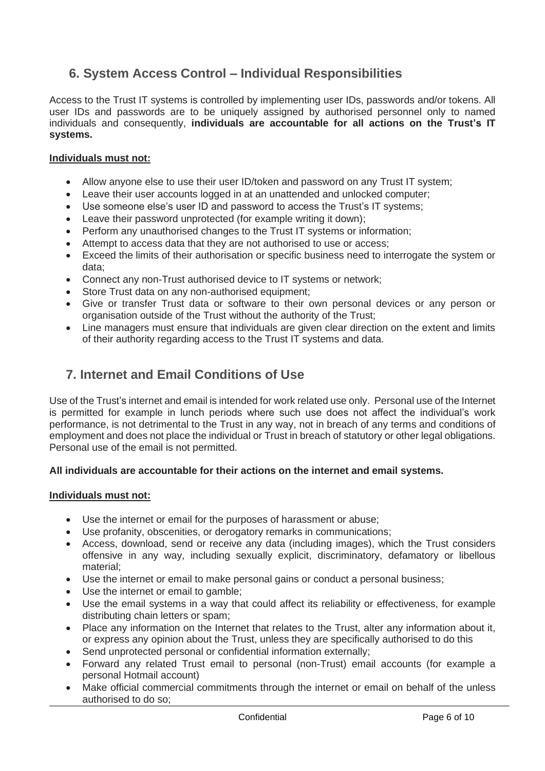## 6. System Access Control – Individual Responsibilities

Access to the Trust IT systems is controlled by implementing user IDs, passwords and/or tokens. All user IDs and passwords are to be uniquely assigned by authorised personnel only to named individuals and consequently, **individuals are accountable for all actions on the Trust's IT systems.**

**Individuals must not:**

- Allow anyone else to use their user ID/token and password on any Trust IT system;
- Leave their user accounts logged in at an unattended and unlocked computer;
- Use someone else's user ID and password to access the Trust's IT systems;
- Leave their password unprotected (for example writing it down);
- Perform any unauthorised changes to the Trust IT systems or information;
- Attempt to access data that they are not authorised to use or access;
- Exceed the limits of their authorisation or specific business need to interrogate the system or data;
- Connect any non-Trust authorised device to IT systems or network;
- Store Trust data on any non-authorised equipment;
- Give or transfer Trust data or software to their own personal devices or any person or organisation outside of the Trust without the authority of the Trust;
- Line managers must ensure that individuals are given clear direction on the extent and limits of their authority regarding access to the Trust IT systems and data.

## 7. Internet and Email Conditions of Use

Use of the Trust's internet and email is intended for work related use only. Personal use of the Internet is permitted for example in lunch periods where such use does not affect the individual's work performance, is not detrimental to the Trust in any way, not in breach of any terms and conditions of employment and does not place the individual or Trust in breach of statutory or other legal obligations. Personal use of the email is not permitted.

**All individuals are accountable for their actions on the internet and email systems.**

**Individuals must not:**

- Use the internet or email for the purposes of harassment or abuse;
- Use profanity, obscenities, or derogatory remarks in communications;
- Access, download, send or receive any data (including images), which the Trust considers offensive in any way, including sexually explicit, discriminatory, defamatory or libellous material;
- Use the internet or email to make personal gains or conduct a personal business;
- Use the internet or email to gamble;
- Use the email systems in a way that could affect its reliability or effectiveness, for example distributing chain letters or spam;
- Place any information on the Internet that relates to the Trust, alter any information about it, or express any opinion about the Trust, unless they are specifically authorised to do this
- Send unprotected personal or confidential information externally;
- Forward any related Trust email to personal (non-Trust) email accounts (for example a personal Hotmail account)
- Make official commercial commitments through the internet or email on behalf of the unless authorised to do so;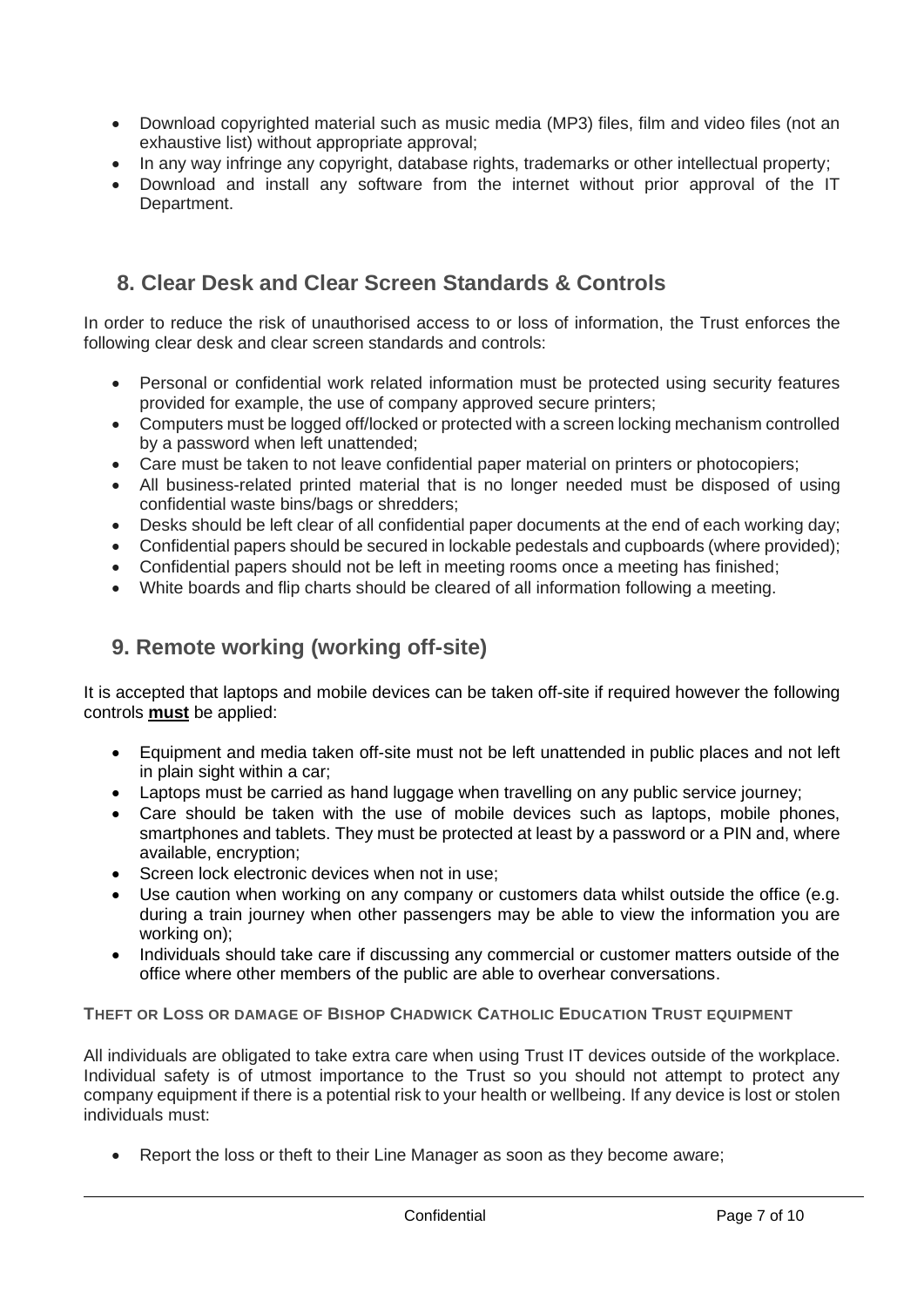- Download copyrighted material such as music media (MP3) files, film and video files (not an exhaustive list) without appropriate approval;
- In any way infringe any copyright, database rights, trademarks or other intellectual property;
- Download and install any software from the internet without prior approval of the IT Department.

## 8. Clear Desk and Clear Screen Standards & Controls

In order to reduce the risk of unauthorised access to or loss of information, the Trust enforces the following clear desk and clear screen standards and controls:

- Personal or confidential work related information must be protected using security features provided for example, the use of company approved secure printers;
- Computers must be logged off/locked or protected with a screen locking mechanism controlled by a password when left unattended;
- Care must be taken to not leave confidential paper material on printers or photocopiers;
- All business-related printed material that is no longer needed must be disposed of using confidential waste bins/bags or shredders;
- Desks should be left clear of all confidential paper documents at the end of each working day;
- Confidential papers should be secured in lockable pedestals and cupboards (where provided);
- Confidential papers should not be left in meeting rooms once a meeting has finished;
- White boards and flip charts should be cleared of all information following a meeting.

## 9. Remote working (working off-site)

It is accepted that laptops and mobile devices can be taken off-site if required however the following controls **must** be applied:

- Equipment and media taken off-site must not be left unattended in public places and not left in plain sight within a car;
- Laptops must be carried as hand luggage when travelling on any public service journey;
- Care should be taken with the use of mobile devices such as laptops, mobile phones, smartphones and tablets. They must be protected at least by a password or a PIN and, where available, encryption;
- Screen lock electronic devices when not in use;
- Use caution when working on any company or customers data whilst outside the office (e.g. during a train journey when other passengers may be able to view the information you are working on);
- Individuals should take care if discussing any commercial or customer matters outside of the office where other members of the public are able to overhear conversations.

**THEFT OR LOSS OR DAMAGE OF BISHOP CHADWICK CATHOLIC EDUCATION TRUST EQUIPMENT**

All individuals are obligated to take extra care when using Trust IT devices outside of the workplace. Individual safety is of utmost importance to the Trust so you should not attempt to protect any company equipment if there is a potential risk to your health or wellbeing. If any device is lost or stolen individuals must:

- Report the loss or theft to their Line Manager as soon as they become aware;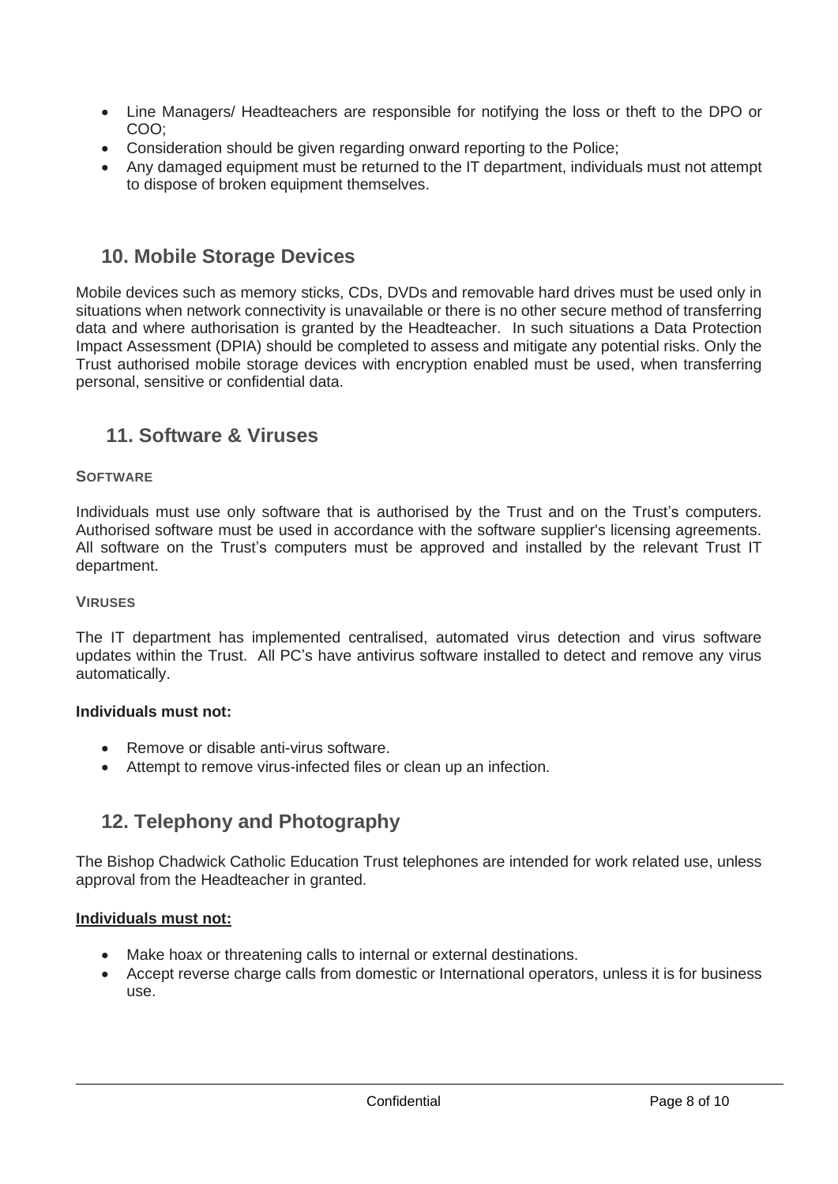- Line Managers/ Headteachers are responsible for notifying the loss or theft to the DPO or COO;
- Consideration should be given regarding onward reporting to the Police;
- Any damaged equipment must be returned to the IT department, individuals must not attempt to dispose of broken equipment themselves.

## 10. Mobile Storage Devices

Mobile devices such as memory sticks, CDs, DVDs and removable hard drives must be used only in situations when network connectivity is unavailable or there is no other secure method of transferring data and where authorisation is granted by the Headteacher. In such situations a Data Protection Impact Assessment (DPIA) should be completed to assess and mitigate any potential risks. Only the Trust authorised mobile storage devices with encryption enabled must be used, when transferring personal, sensitive or confidential data.

## 11. Software & Viruses

#### SOFTWARE

Individuals must use only software that is authorised by the Trust and on the Trust's computers. Authorised software must be used in accordance with the software supplier's licensing agreements. All software on the Trust's computers must be approved and installed by the relevant Trust IT department.

#### VIRUSES

The IT department has implemented centralised, automated virus detection and virus software updates within the Trust. All PC's have antivirus software installed to detect and remove any virus automatically.

**Individuals must not:**

- Remove or disable anti-virus software.
- Attempt to remove virus-infected files or clean up an infection.

## 12. Telephony and Photography

The Bishop Chadwick Catholic Education Trust telephones are intended for work related use, unless approval from the Headteacher in granted.

**Individuals must not:**

- Make hoax or threatening calls to internal or external destinations.
- Accept reverse charge calls from domestic or International operators, unless it is for business use.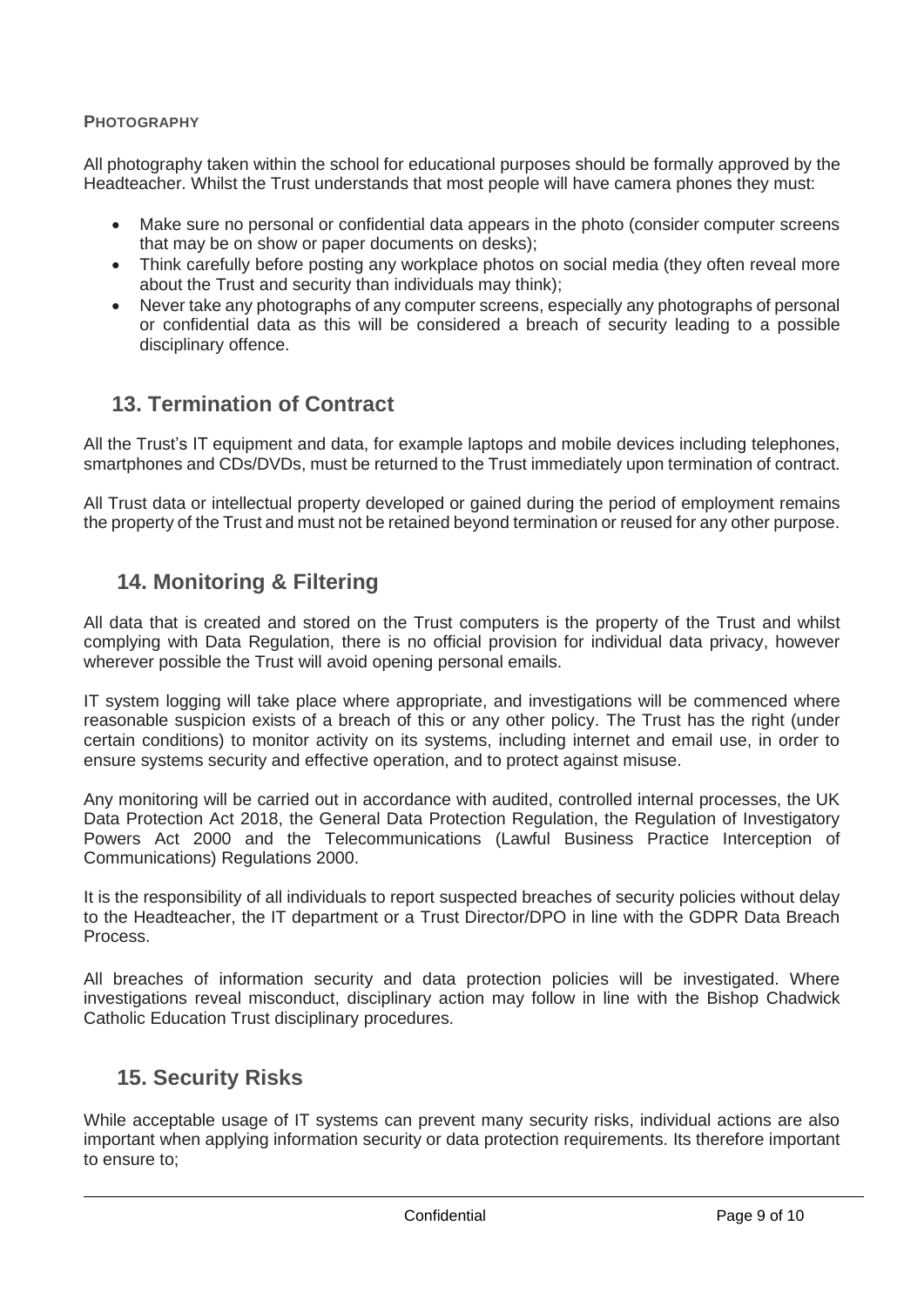**PHOTOGRAPHY**

All photography taken within the school for educational purposes should be formally approved by the Headteacher. Whilst the Trust understands that most people will have camera phones they must:

- Make sure no personal or confidential data appears in the photo (consider computer screens that may be on show or paper documents on desks);
- Think carefully before posting any workplace photos on social media (they often reveal more about the Trust and security than individuals may think);
- Never take any photographs of any computer screens, especially any photographs of personal or confidential data as this will be considered a breach of security leading to a possible disciplinary offence.

## 13. Termination of Contract

All the Trust's IT equipment and data, for example laptops and mobile devices including telephones, smartphones and CDs/DVDs, must be returned to the Trust immediately upon termination of contract.

All Trust data or intellectual property developed or gained during the period of employment remains the property of the Trust and must not be retained beyond termination or reused for any other purpose.

## 14. Monitoring & Filtering

All data that is created and stored on the Trust computers is the property of the Trust and whilst complying with Data Regulation, there is no official provision for individual data privacy, however wherever possible the Trust will avoid opening personal emails.

IT system logging will take place where appropriate, and investigations will be commenced where reasonable suspicion exists of a breach of this or any other policy. The Trust has the right (under certain conditions) to monitor activity on its systems, including internet and email use, in order to ensure systems security and effective operation, and to protect against misuse.

Any monitoring will be carried out in accordance with audited, controlled internal processes, the UK Data Protection Act 2018, the General Data Protection Regulation, the Regulation of Investigatory Powers Act 2000 and the Telecommunications (Lawful Business Practice Interception of Communications) Regulations 2000.

It is the responsibility of all individuals to report suspected breaches of security policies without delay to the Headteacher, the IT department or a Trust Director/DPO in line with the GDPR Data Breach Process.

All breaches of information security and data protection policies will be investigated. Where investigations reveal misconduct, disciplinary action may follow in line with the Bishop Chadwick Catholic Education Trust disciplinary procedures.

## 15. Security Risks

While acceptable usage of IT systems can prevent many security risks, individual actions are also important when applying information security or data protection requirements. Its therefore important to ensure to;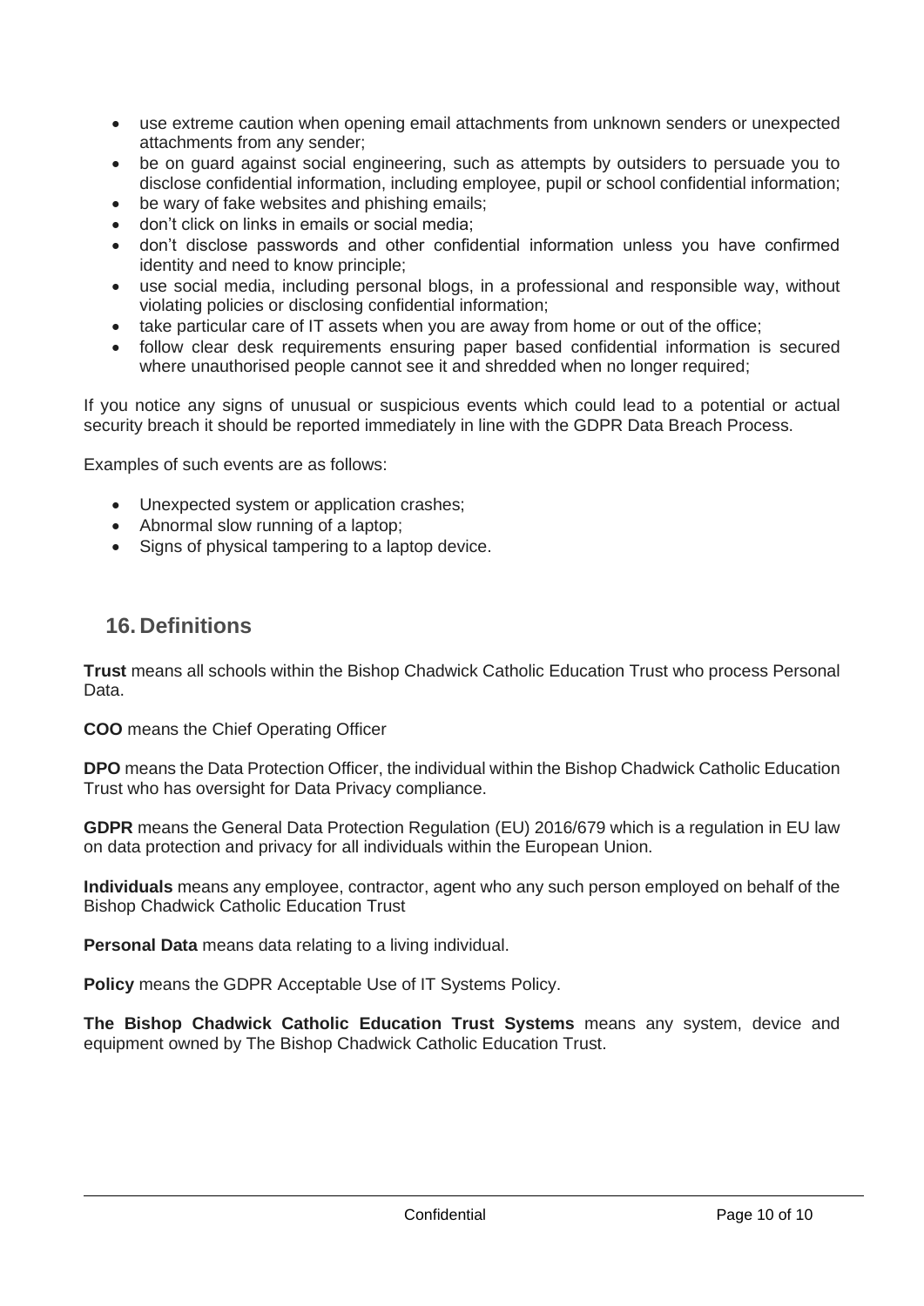- use extreme caution when opening email attachments from unknown senders or unexpected attachments from any sender;
- be on guard against social engineering, such as attempts by outsiders to persuade you to disclose confidential information, including employee, pupil or school confidential information;
- be wary of fake websites and phishing emails;
- don't click on links in emails or social media;
- don't disclose passwords and other confidential information unless you have confirmed identity and need to know principle;
- use social media, including personal blogs, in a professional and responsible way, without violating policies or disclosing confidential information;
- take particular care of IT assets when you are away from home or out of the office;
- follow clear desk requirements ensuring paper based confidential information is secured where unauthorised people cannot see it and shredded when no longer required;

If you notice any signs of unusual or suspicious events which could lead to a potential or actual security breach it should be reported immediately in line with the GDPR Data Breach Process.

Examples of such events are as follows:

- Unexpected system or application crashes;
- Abnormal slow running of a laptop;
- Signs of physical tampering to a laptop device.

## 16. Definitions

**Trust** means all schools within the Bishop Chadwick Catholic Education Trust who process Personal Data.

**COO** means the Chief Operating Officer

**DPO** means the Data Protection Officer, the individual within the Bishop Chadwick Catholic Education Trust who has oversight for Data Privacy compliance.

**GDPR** means the General Data Protection Regulation (EU) 2016/679 which is a regulation in EU law on data protection and privacy for all individuals within the European Union.

**Individuals** means any employee, contractor, agent who any such person employed on behalf of the Bishop Chadwick Catholic Education Trust

**Personal Data** means data relating to a living individual.

**Policy** means the GDPR Acceptable Use of IT Systems Policy.

**The Bishop Chadwick Catholic Education Trust Systems** means any system, device and equipment owned by The Bishop Chadwick Catholic Education Trust.